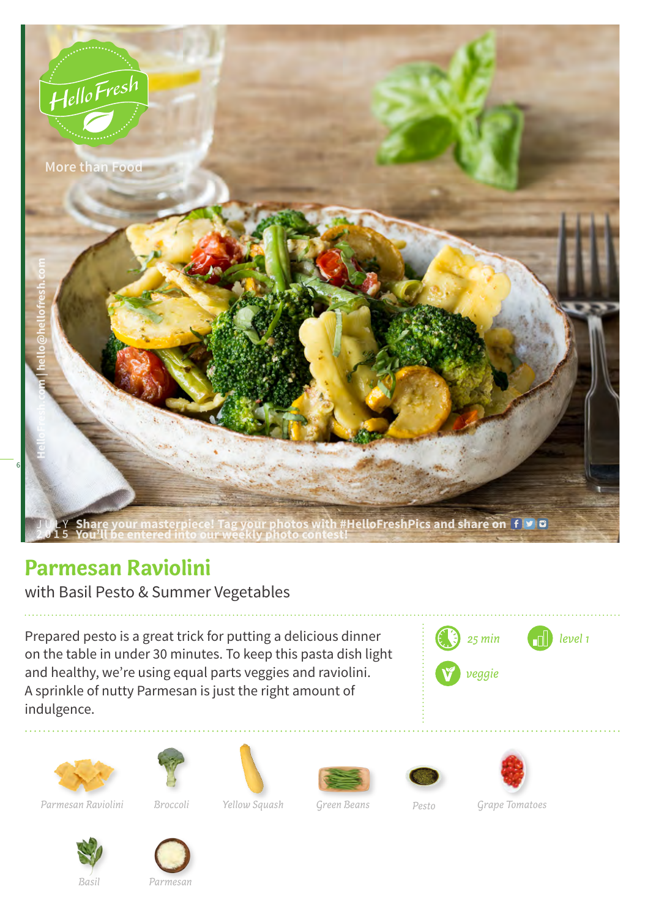HelloFresh

More than Food

HelloFresh.com | hello@hellofresh.com

JULY 2015 Share your masterpiece! Tag your photos with #HelloFreshPics and share on
You'll be entered into our weekly photo contest!

# Parmesan Raviolini

with Basil Pesto & Summer Vegetables

Prepared pesto is a great trick for putting a delicious dinner on the table in under 30 minutes. To keep this pasta dish light and healthy, we're using equal parts veggies and raviolini. A sprinkle of nutty Parmesan is just the right amount of indulgence.

*25 min*

*level 1*

*veggie*

*Parmesan Raviolini*

*Broccoli*

*Yellow Squash*

*Green Beans*

*Pesto*

*Grape Tomatoes*

*Basil*

*Parmesan*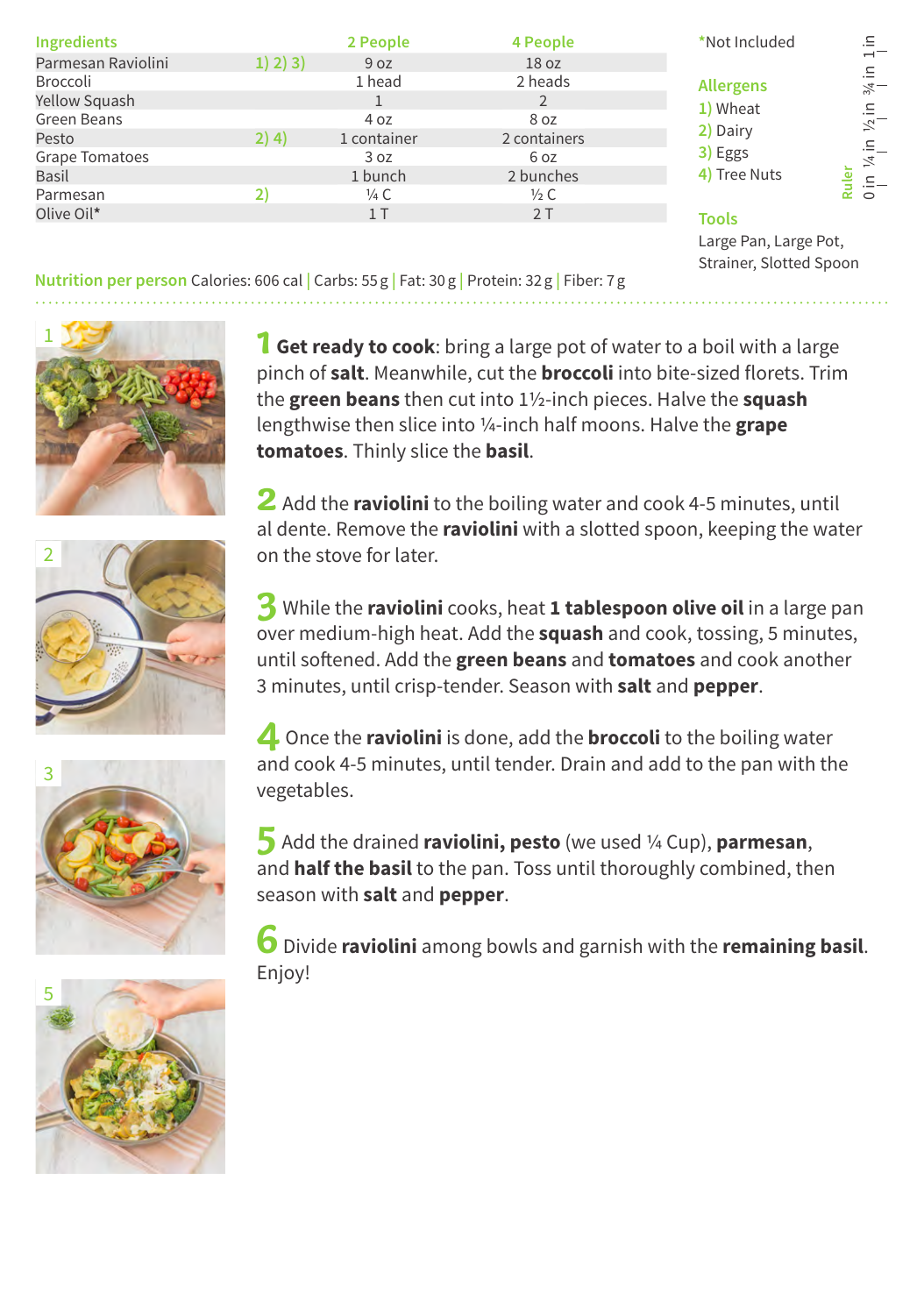| Ingredients | | 2 People | 4 People |
|---|---|---|---|
| Parmesan Raviolini | 1) 2) 3) | 9 oz | 18 oz |
| Broccoli | | 1 head | 2 heads |
| Yellow Squash | | 1 | 2 |
| Green Beans | | 4 oz | 8 oz |
| Pesto | 2) 4) | 1 container | 2 containers |
| Grape Tomatoes | | 3 oz | 6 oz |
| Basil | | 1 bunch | 2 bunches |
| Parmesan | 2) | ¼ C | ½ C |
| Olive Oil* | | 1 T | 2 T |

*Not Included

**Allergens**

1) Wheat
2) Dairy
3) Eggs
4) Tree Nuts

Ruler: 0 in ¼ in ½ in ¾ in 1 in

**Tools**

Large Pan, Large Pot, Strainer, Slotted Spoon

**Nutrition per person** Calories: 606 cal | Carbs: 55 g | Fat: 30 g | Protein: 32 g | Fiber: 7 g

**1** **Get ready to cook**: bring a large pot of water to a boil with a large pinch of **salt**. Meanwhile, cut the **broccoli** into bite-sized florets. Trim the **green beans** then cut into 1½-inch pieces. Halve the **squash** lengthwise then slice into ¼-inch half moons. Halve the **grape tomatoes**. Thinly slice the **basil**.

**2** Add the **raviolini** to the boiling water and cook 4-5 minutes, until al dente. Remove the **raviolini** with a slotted spoon, keeping the water on the stove for later.

**3** While the **raviolini** cooks, heat **1 tablespoon olive oil** in a large pan over medium-high heat. Add the **squash** and cook, tossing, 5 minutes, until softened. Add the **green beans** and **tomatoes** and cook another 3 minutes, until crisp-tender. Season with **salt** and **pepper**.

**4** Once the **raviolini** is done, add the **broccoli** to the boiling water and cook 4-5 minutes, until tender. Drain and add to the pan with the vegetables.

**5** Add the drained **raviolini, pesto** (we used ¼ Cup), **parmesan**, and **half the basil** to the pan. Toss until thoroughly combined, then season with **salt** and **pepper**.

**6** Divide **raviolini** among bowls and garnish with the **remaining basil**. Enjoy!